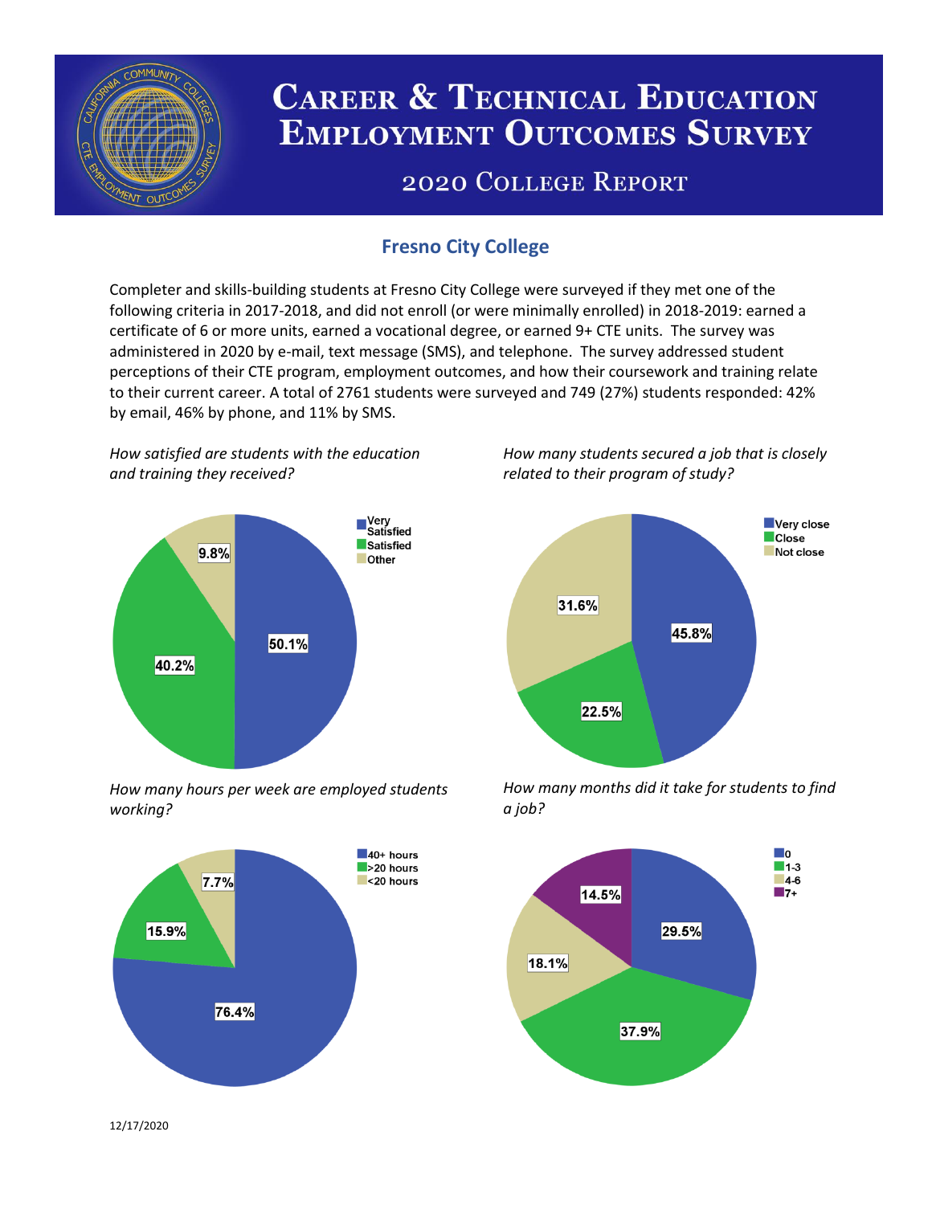# Career & Technical Education Employment Outcomes Survey

## 2020 College Report

### Fresno City College

Completer and skills-building students at Fresno City College were surveyed if they met one of the following criteria in 2017-2018, and did not enroll (or were minimally enrolled) in 2018-2019: earned a certificate of 6 or more units, earned a vocational degree, or earned 9+ CTE units. The survey was administered in 2020 by e-mail, text message (SMS), and telephone. The survey addressed student perceptions of their CTE program, employment outcomes, and how their coursework and training relate to their current career. A total of 2761 students were surveyed and 749 (27%) students responded: 42% by email, 46% by phone, and 11% by SMS.

*How satisfied are students with the education and training they received?*

| Response | Percent |
| --- | --- |
| Very Satisfied | 50.1% |
| Satisfied | 40.2% |
| Other | 9.8% |

*How many students secured a job that is closely related to their program of study?*

| Response | Percent |
| --- | --- |
| Very close | 45.8% |
| Close | 22.5% |
| Not close | 31.6% |

*How many hours per week are employed students working?*

| Response | Percent |
| --- | --- |
| 40+ hours | 76.4% |
| >20 hours | 15.9% |
| <20 hours | 7.7% |

*How many months did it take for students to find a job?*

| Months | Percent |
| --- | --- |
| 0 | 29.5% |
| 1-3 | 37.9% |
| 4-6 | 18.1% |
| 7+ | 14.5% |

12/17/2020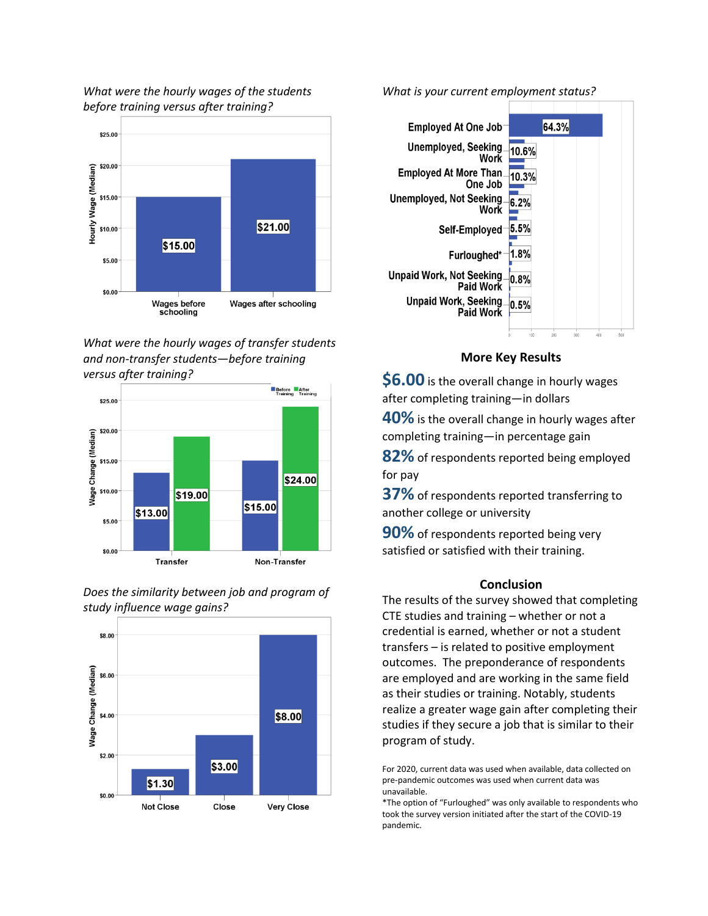*What were the hourly wages of the students before training versus after training?*

$25.00
$20.00
$15.00
$10.00
$5.00
$0.00
Hourly Wage (Median)
$15.00
$21.00
Wages before schooling
Wages after schooling

*What were the hourly wages of transfer students and non-transfer students—before training versus after training?*

Before Training
After Training
$25.00
$20.00
$15.00
$10.00
$5.00
$0.00
Wage Change (Median)
$13.00
$19.00
$15.00
$24.00
Transfer
Non-Transfer

*Does the similarity between job and program of study influence wage gains?*

$8.00
$6.00
$4.00
$2.00
$0.00
Wage Change (Median)
$1.30
$3.00
$8.00
Not Close
Close
Very Close

*What is your current employment status?*

Employed At One Job 64.3%
Unemployed, Seeking Work 10.6%
Employed At More Than One Job 10.3%
Unemployed, Not Seeking Work 6.2%
Self-Employed 5.5%
Furloughed* 1.8%
Unpaid Work, Not Seeking Paid Work 0.8%
Unpaid Work, Seeking Paid Work 0.5%
0 100 200 300 400 500

### More Key Results

**$6.00** is the overall change in hourly wages after completing training—in dollars

**40%** is the overall change in hourly wages after completing training—in percentage gain

**82%** of respondents reported being employed for pay

**37%** of respondents reported transferring to another college or university

**90%** of respondents reported being very satisfied or satisfied with their training.

### Conclusion

The results of the survey showed that completing CTE studies and training – whether or not a credential is earned, whether or not a student transfers – is related to positive employment outcomes. The preponderance of respondents are employed and are working in the same field as their studies or training. Notably, students realize a greater wage gain after completing their studies if they secure a job that is similar to their program of study.

For 2020, current data was used when available, data collected on pre-pandemic outcomes was used when current data was unavailable.
*The option of "Furloughed" was only available to respondents who took the survey version initiated after the start of the COVID-19 pandemic.